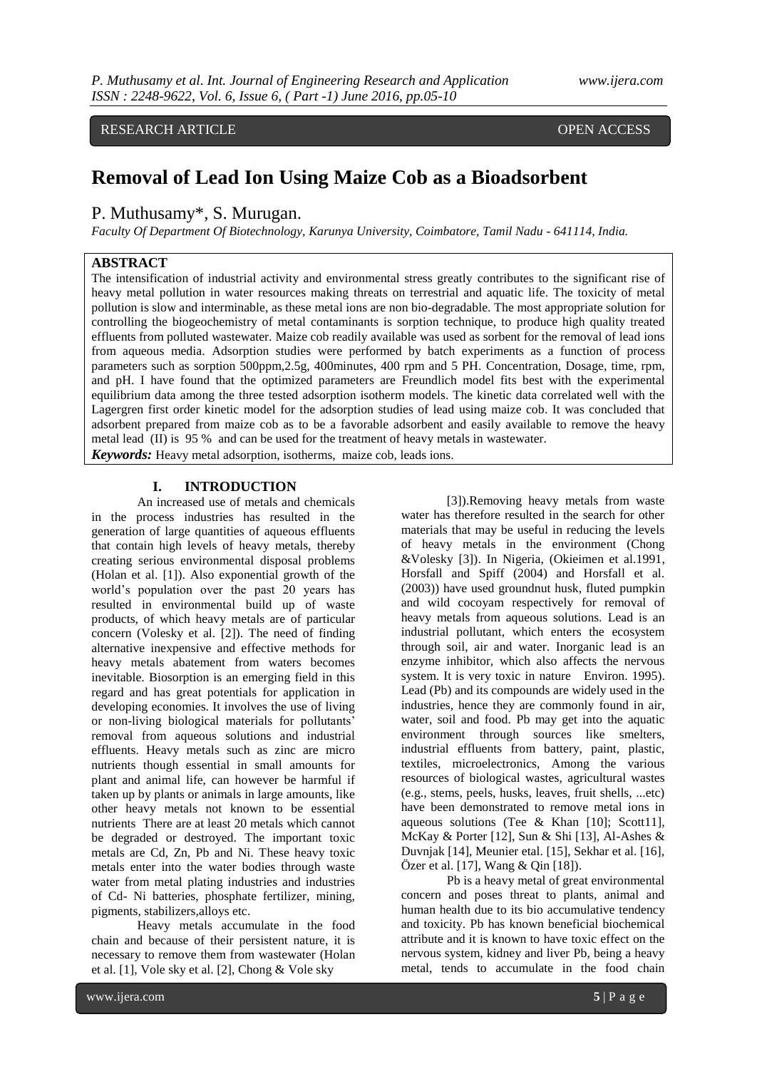RESEARCH ARTICLE OPEN ACCESS

# Removal of Lead Ion Using Maize Cob as a Bioadsorbent

P. Muthusamy*, S. Murugan.

*Faculty Of Department Of Biotechnology, Karunya University, Coimbatore, Tamil Nadu - 641114, India.*

## ABSTRACT

The intensification of industrial activity and environmental stress greatly contributes to the significant rise of heavy metal pollution in water resources making threats on terrestrial and aquatic life. The toxicity of metal pollution is slow and interminable, as these metal ions are non bio-degradable. The most appropriate solution for controlling the biogeochemistry of metal contaminants is sorption technique, to produce high quality treated effluents from polluted wastewater. Maize cob readily available was used as sorbent for the removal of lead ions from aqueous media. Adsorption studies were performed by batch experiments as a function of process parameters such as sorption 500ppm,2.5g, 400minutes, 400 rpm and 5 PH. Concentration, Dosage, time, rpm, and pH. I have found that the optimized parameters are Freundlich model fits best with the experimental equilibrium data among the three tested adsorption isotherm models. The kinetic data correlated well with the Lagergren first order kinetic model for the adsorption studies of lead using maize cob. It was concluded that adsorbent prepared from maize cob as to be a favorable adsorbent and easily available to remove the heavy metal lead (II) is 95 % and can be used for the treatment of heavy metals in wastewater.

***Keywords:*** Heavy metal adsorption, isotherms, maize cob, leads ions.

## I. INTRODUCTION

An increased use of metals and chemicals in the process industries has resulted in the generation of large quantities of aqueous effluents that contain high levels of heavy metals, thereby creating serious environmental disposal problems (Holan et al. [1]). Also exponential growth of the world's population over the past 20 years has resulted in environmental build up of waste products, of which heavy metals are of particular concern (Volesky et al. [2]). The need of finding alternative inexpensive and effective methods for heavy metals abatement from waters becomes inevitable. Biosorption is an emerging field in this regard and has great potentials for application in developing economies. It involves the use of living or non-living biological materials for pollutants' removal from aqueous solutions and industrial effluents. Heavy metals such as zinc are micro nutrients though essential in small amounts for plant and animal life, can however be harmful if taken up by plants or animals in large amounts, like other heavy metals not known to be essential nutrients There are at least 20 metals which cannot be degraded or destroyed. The important toxic metals are Cd, Zn, Pb and Ni. These heavy toxic metals enter into the water bodies through waste water from metal plating industries and industries of Cd- Ni batteries, phosphate fertilizer, mining, pigments, stabilizers,alloys etc.

Heavy metals accumulate in the food chain and because of their persistent nature, it is necessary to remove them from wastewater (Holan et al. [1], Vole sky et al. [2], Chong & Vole sky [3]).Removing heavy metals from waste water has therefore resulted in the search for other materials that may be useful in reducing the levels of heavy metals in the environment (Chong &Volesky [3]). In Nigeria, (Okieimen et al.1991, Horsfall and Spiff (2004) and Horsfall et al. (2003)) have used groundnut husk, fluted pumpkin and wild cocoyam respectively for removal of heavy metals from aqueous solutions. Lead is an industrial pollutant, which enters the ecosystem through soil, air and water. Inorganic lead is an enzyme inhibitor, which also affects the nervous system. It is very toxic in nature Environ. 1995). Lead (Pb) and its compounds are widely used in the industries, hence they are commonly found in air, water, soil and food. Pb may get into the aquatic environment through sources like smelters, industrial effluents from battery, paint, plastic, textiles, microelectronics, Among the various resources of biological wastes, agricultural wastes (e.g., stems, peels, husks, leaves, fruit shells, ...etc) have been demonstrated to remove metal ions in aqueous solutions (Tee & Khan [10]; Scott11], McKay & Porter [12], Sun & Shi [13], Al-Ashes & Duvnjak [14], Meunier etal. [15], Sekhar et al. [16], Özer et al. [17], Wang & Qin [18]).

Pb is a heavy metal of great environmental concern and poses threat to plants, animal and human health due to its bio accumulative tendency and toxicity. Pb has known beneficial biochemical attribute and it is known to have toxic effect on the nervous system, kidney and liver Pb, being a heavy metal, tends to accumulate in the food chain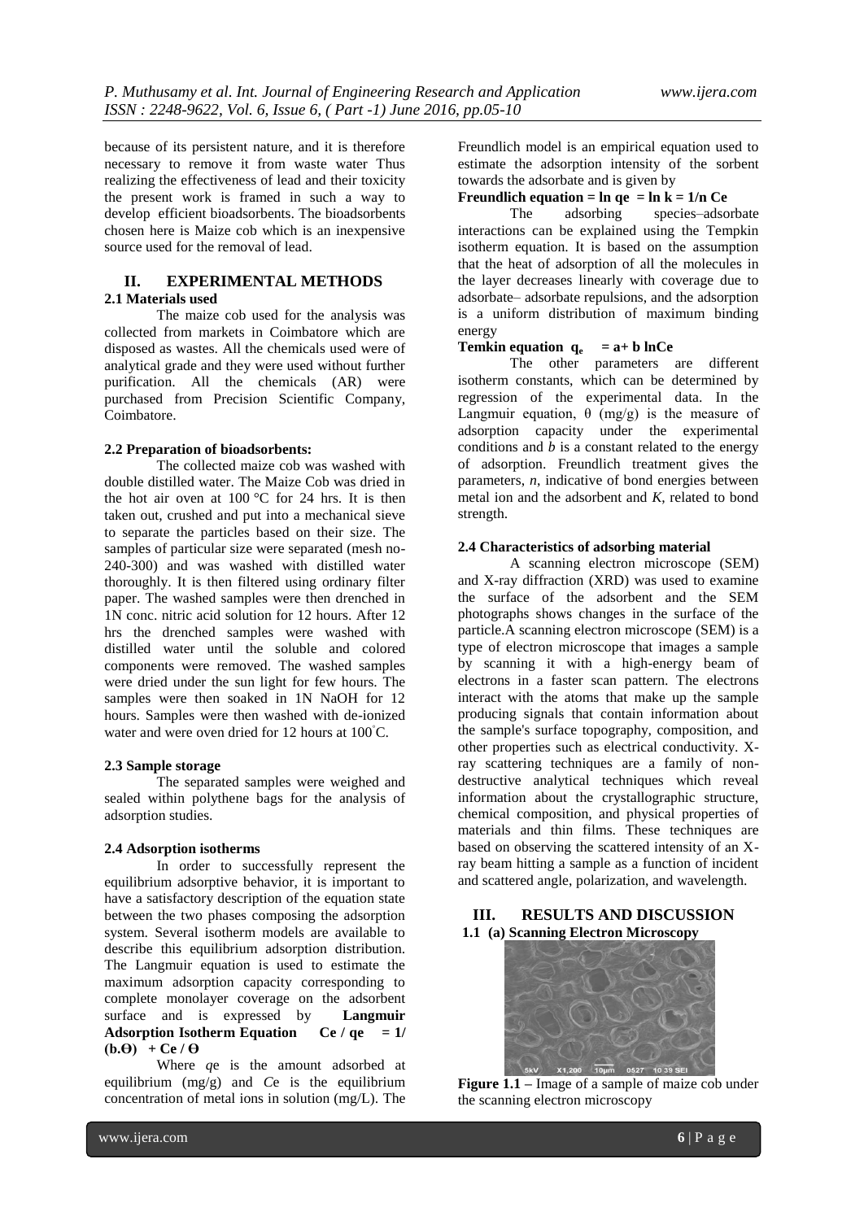because of its persistent nature, and it is therefore necessary to remove it from waste water Thus realizing the effectiveness of lead and their toxicity the present work is framed in such a way to develop efficient bioadsorbents. The bioadsorbents chosen here is Maize cob which is an inexpensive source used for the removal of lead.

## II. EXPERIMENTAL METHODS

### 2.1 Materials used

The maize cob used for the analysis was collected from markets in Coimbatore which are disposed as wastes. All the chemicals used were of analytical grade and they were used without further purification. All the chemicals (AR) were purchased from Precision Scientific Company, Coimbatore.

### 2.2 Preparation of bioadsorbents:

The collected maize cob was washed with double distilled water. The Maize Cob was dried in the hot air oven at 100 °C for 24 hrs. It is then taken out, crushed and put into a mechanical sieve to separate the particles based on their size. The samples of particular size were separated (mesh no-240-300) and was washed with distilled water thoroughly. It is then filtered using ordinary filter paper. The washed samples were then drenched in 1N conc. nitric acid solution for 12 hours. After 12 hrs the drenched samples were washed with distilled water until the soluble and colored components were removed. The washed samples were dried under the sun light for few hours. The samples were then soaked in 1N NaOH for 12 hours. Samples were then washed with de-ionized water and were oven dried for 12 hours at 100°C.

### 2.3 Sample storage

The separated samples were weighed and sealed within polythene bags for the analysis of adsorption studies.

### 2.4 Adsorption isotherms

In order to successfully represent the equilibrium adsorptive behavior, it is important to have a satisfactory description of the equation state between the two phases composing the adsorption system. Several isotherm models are available to describe this equilibrium adsorption distribution. The Langmuir equation is used to estimate the maximum adsorption capacity corresponding to complete monolayer coverage on the adsorbent surface and is expressed by **Langmuir Adsorption Isotherm Equation** $Ce / qe = 1/(b.\Theta) + Ce / \Theta$

Where *q*e is the amount adsorbed at equilibrium (mg/g) and *C*e is the equilibrium concentration of metal ions in solution (mg/L). The Freundlich model is an empirical equation used to estimate the adsorption intensity of the sorbent towards the adsorbate and is given by

**Freundlich equation** $= \ln qe = \ln k = 1/n\ Ce$

The adsorbing species–adsorbate interactions can be explained using the Tempkin isotherm equation. It is based on the assumption that the heat of adsorption of all the molecules in the layer decreases linearly with coverage due to adsorbate– adsorbate repulsions, and the adsorption is a uniform distribution of maximum binding energy

**Temkin equation** $q_e = a + b \ln Ce$

The other parameters are different isotherm constants, which can be determined by regression of the experimental data. In the Langmuir equation, $\theta$ (mg/g) is the measure of adsorption capacity under the experimental conditions and *b* is a constant related to the energy of adsorption. Freundlich treatment gives the parameters, *n*, indicative of bond energies between metal ion and the adsorbent and *K*, related to bond strength.

### 2.4 Characteristics of adsorbing material

A scanning electron microscope (SEM) and X-ray diffraction (XRD) was used to examine the surface of the adsorbent and the SEM photographs shows changes in the surface of the particle.A scanning electron microscope (SEM) is a type of electron microscope that images a sample by scanning it with a high-energy beam of electrons in a faster scan pattern. The electrons interact with the atoms that make up the sample producing signals that contain information about the sample's surface topography, composition, and other properties such as electrical conductivity. X-ray scattering techniques are a family of non-destructive analytical techniques which reveal information about the crystallographic structure, chemical composition, and physical properties of materials and thin films. These techniques are based on observing the scattered intensity of an X-ray beam hitting a sample as a function of incident and scattered angle, polarization, and wavelength.

## III. RESULTS AND DISCUSSION

### 1.1 (a) Scanning Electron Microscopy

**Figure 1.1 –** Image of a sample of maize cob under the scanning electron microscopy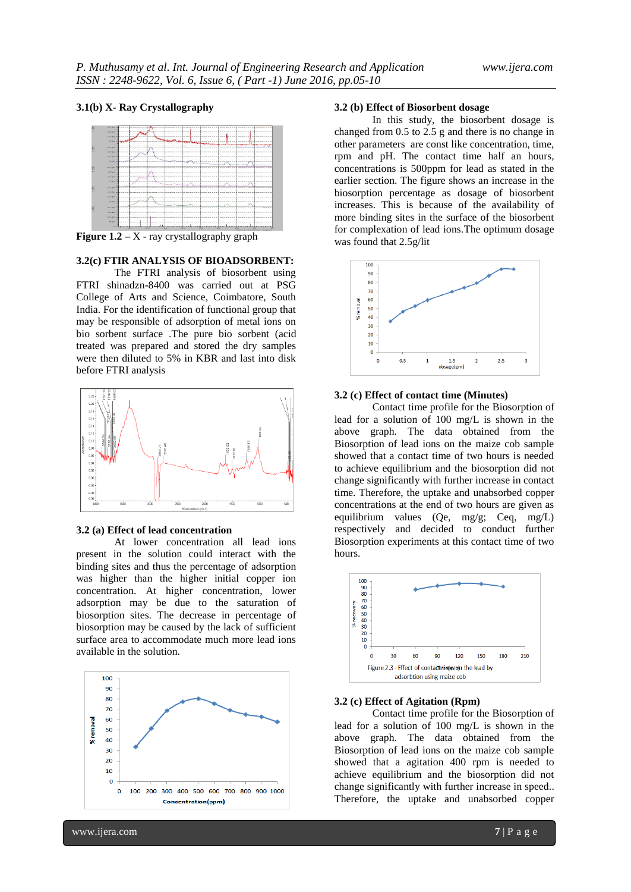### 3.1(b) X- Ray Crystallography

**Figure 1.2** – X - ray crystallography graph

### 3.2(c) FTIR ANALYSIS OF BIOADSORBENT:

The FTRI analysis of biosorbent using FTRI shinadzn-8400 was carried out at PSG College of Arts and Science, Coimbatore, South India. For the identification of functional group that may be responsible of adsorption of metal ions on bio sorbent surface .The pure bio sorbent (acid treated was prepared and stored the dry samples were then diluted to 5% in KBR and last into disk before FTRI analysis

### 3.2 (a) Effect of lead concentration

At lower concentration all lead ions present in the solution could interact with the binding sites and thus the percentage of adsorption was higher than the higher initial copper ion concentration. At higher concentration, lower adsorption may be due to the saturation of biosorption sites. The decrease in percentage of biosorption may be caused by the lack of sufficient surface area to accommodate much more lead ions available in the solution.

### 3.2 (b) Effect of Biosorbent dosage

In this study, the biosorbent dosage is changed from 0.5 to 2.5 g and there is no change in other parameters are const like concentration, time, rpm and pH. The contact time half an hours, concentrations is 500ppm for lead as stated in the earlier section. The figure shows an increase in the biosorption percentage as dosage of biosorbent increases. This is because of the availability of more binding sites in the surface of the biosorbent for complexation of lead ions.The optimum dosage was found that 2.5g/lit

### 3.2 (c) Effect of contact time (Minutes)

Contact time profile for the Biosorption of lead for a solution of 100 mg/L is shown in the above graph. The data obtained from the Biosorption of lead ions on the maize cob sample showed that a contact time of two hours is needed to achieve equilibrium and the biosorption did not change significantly with further increase in contact time. Therefore, the uptake and unabsorbed copper concentrations at the end of two hours are given as equilibrium values (Qe, mg/g; Ceq, mg/L) respectively and decided to conduct further Biosorption experiments at this contact time of two hours.

Figure 2.3 - Effect of contact time on the lead by adsorbtion using maize cob

### 3.2 (c) Effect of Agitation (Rpm)

Contact time profile for the Biosorption of lead for a solution of 100 mg/L is shown in the above graph. The data obtained from the Biosorption of lead ions on the maize cob sample showed that a agitation 400 rpm is needed to achieve equilibrium and the biosorption did not change significantly with further increase in speed.. Therefore, the uptake and unabsorbed copper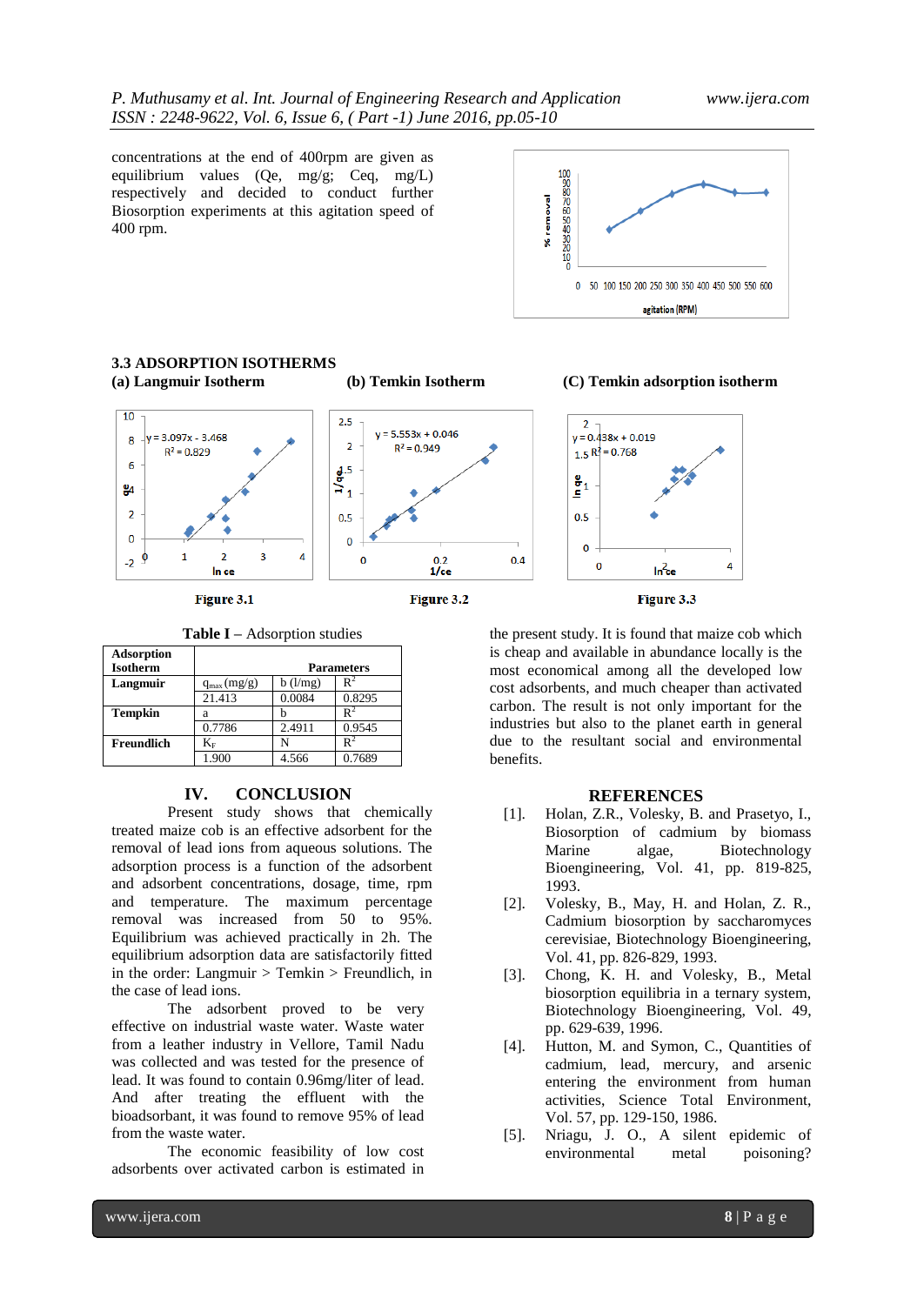concentrations at the end of 400rpm are given as equilibrium values (Qe, mg/g; Ceq, mg/L) respectively and decided to conduct further Biosorption experiments at this agitation speed of 400 rpm.

### 3.3 ADSORPTION ISOTHERMS

**(a) Langmuir Isotherm** **(b) Temkin Isotherm** **(C) Temkin adsorption isotherm**

Figure 3.1

Figure 3.2

Figure 3.3

**Table I** – Adsorption studies

| Adsorption Isotherm | Parameters | | |
|---|---|---|---|
| Langmuir | $q_{max}$ (mg/g) | b (l/mg) | $R^2$ |
| | 21.413 | 0.0084 | 0.8295 |
| Tempkin | a | b | $R^2$ |
| | 0.7786 | 2.4911 | 0.9545 |
| Freundlich | $K_F$ | N | $R^2$ |
| | 1.900 | 4.566 | 0.7689 |

## IV. CONCLUSION

Present study shows that chemically treated maize cob is an effective adsorbent for the removal of lead ions from aqueous solutions. The adsorption process is a function of the adsorbent and adsorbent concentrations, dosage, time, rpm and temperature. The maximum percentage removal was increased from 50 to 95%. Equilibrium was achieved practically in 2h. The equilibrium adsorption data are satisfactorily fitted in the order: Langmuir > Temkin > Freundlich, in the case of lead ions.

The adsorbent proved to be very effective on industrial waste water. Waste water from a leather industry in Vellore, Tamil Nadu was collected and was tested for the presence of lead. It was found to contain 0.96mg/liter of lead. And after treating the effluent with the bioadsorbant, it was found to remove 95% of lead from the waste water.

The economic feasibility of low cost adsorbents over activated carbon is estimated in the present study. It is found that maize cob which is cheap and available in abundance locally is the most economical among all the developed low cost adsorbents, and much cheaper than activated carbon. The result is not only important for the industries but also to the planet earth in general due to the resultant social and environmental benefits.

## REFERENCES

[1]. Holan, Z.R., Volesky, B. and Prasetyo, I., Biosorption of cadmium by biomass Marine algae, Biotechnology Bioengineering, Vol. 41, pp. 819-825, 1993.

[2]. Volesky, B., May, H. and Holan, Z. R., Cadmium biosorption by saccharomyces cerevisiae, Biotechnology Bioengineering, Vol. 41, pp. 826-829, 1993.

[3]. Chong, K. H. and Volesky, B., Metal biosorption equilibria in a ternary system, Biotechnology Bioengineering, Vol. 49, pp. 629-639, 1996.

[4]. Hutton, M. and Symon, C., Quantities of cadmium, lead, mercury, and arsenic entering the environment from human activities, Science Total Environment, Vol. 57, pp. 129-150, 1986.

[5]. Nriagu, J. O., A silent epidemic of environmental metal poisoning?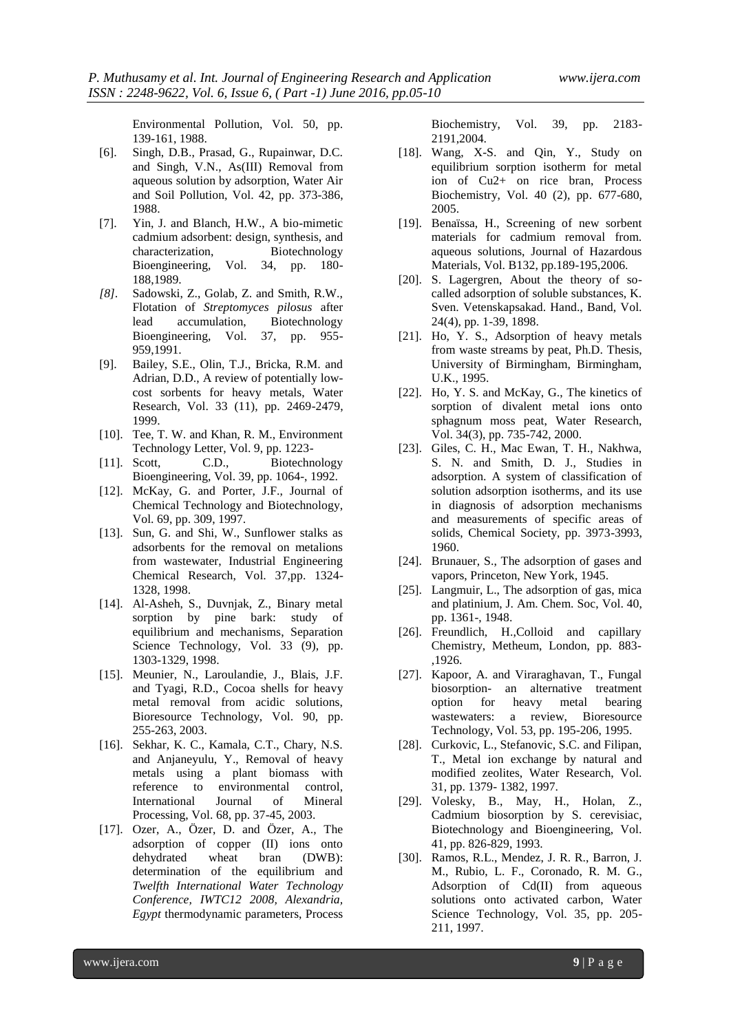Environmental Pollution, Vol. 50, pp. 139-161, 1988.

[6]. Singh, D.B., Prasad, G., Rupainwar, D.C. and Singh, V.N., As(III) Removal from aqueous solution by adsorption, Water Air and Soil Pollution, Vol. 42, pp. 373-386, 1988.

[7]. Yin, J. and Blanch, H.W., A bio-mimetic cadmium adsorbent: design, synthesis, and characterization, Biotechnology Bioengineering, Vol. 34, pp. 180-188,1989.

*[8]*. Sadowski, Z., Golab, Z. and Smith, R.W., Flotation of *Streptomyces pilosus* after lead accumulation, Biotechnology Bioengineering, Vol. 37, pp. 955-959,1991.

[9]. Bailey, S.E., Olin, T.J., Bricka, R.M. and Adrian, D.D., A review of potentially low-cost sorbents for heavy metals, Water Research, Vol. 33 (11), pp. 2469-2479, 1999.

[10]. Tee, T. W. and Khan, R. M., Environment Technology Letter, Vol. 9, pp. 1223-

[11]. Scott, C.D., Biotechnology Bioengineering, Vol. 39, pp. 1064-, 1992.

[12]. McKay, G. and Porter, J.F., Journal of Chemical Technology and Biotechnology, Vol. 69, pp. 309, 1997.

[13]. Sun, G. and Shi, W., Sunflower stalks as adsorbents for the removal on metalions from wastewater, Industrial Engineering Chemical Research, Vol. 37,pp. 1324-1328, 1998.

[14]. Al-Asheh, S., Duvnjak, Z., Binary metal sorption by pine bark: study of equilibrium and mechanisms, Separation Science Technology, Vol. 33 (9), pp. 1303-1329, 1998.

[15]. Meunier, N., Laroulandie, J., Blais, J.F. and Tyagi, R.D., Cocoa shells for heavy metal removal from acidic solutions, Bioresource Technology, Vol. 90, pp. 255-263, 2003.

[16]. Sekhar, K. C., Kamala, C.T., Chary, N.S. and Anjaneyulu, Y., Removal of heavy metals using a plant biomass with reference to environmental control, International Journal of Mineral Processing, Vol. 68, pp. 37-45, 2003.

[17]. Ozer, A., Özer, D. and Özer, A., The adsorption of copper (II) ions onto dehydrated wheat bran (DWB): determination of the equilibrium and *Twelfth International Water Technology Conference, IWTC12 2008, Alexandria, Egypt* thermodynamic parameters, Process Biochemistry, Vol. 39, pp. 2183-2191,2004.

[18]. Wang, X-S. and Qin, Y., Study on equilibrium sorption isotherm for metal ion of Cu2+ on rice bran, Process Biochemistry, Vol. 40 (2), pp. 677-680, 2005.

[19]. Benaïssa, H., Screening of new sorbent materials for cadmium removal from. aqueous solutions, Journal of Hazardous Materials, Vol. B132, pp.189-195,2006.

[20]. S. Lagergren, About the theory of so-called adsorption of soluble substances, K. Sven. Vetenskapsakad. Hand., Band, Vol. 24(4), pp. 1-39, 1898.

[21]. Ho, Y. S., Adsorption of heavy metals from waste streams by peat, Ph.D. Thesis, University of Birmingham, Birmingham, U.K., 1995.

[22]. Ho, Y. S. and McKay, G., The kinetics of sorption of divalent metal ions onto sphagnum moss peat, Water Research, Vol. 34(3), pp. 735-742, 2000.

[23]. Giles, C. H., Mac Ewan, T. H., Nakhwa, S. N. and Smith, D. J., Studies in adsorption. A system of classification of solution adsorption isotherms, and its use in diagnosis of adsorption mechanisms and measurements of specific areas of solids, Chemical Society, pp. 3973-3993, 1960.

[24]. Brunauer, S., The adsorption of gases and vapors, Princeton, New York, 1945.

[25]. Langmuir, L., The adsorption of gas, mica and platinium, J. Am. Chem. Soc, Vol. 40, pp. 1361-, 1948.

[26]. Freundlich, H.,Colloid and capillary Chemistry, Metheum, London, pp. 883-,1926.

[27]. Kapoor, A. and Viraraghavan, T., Fungal biosorption- an alternative treatment option for heavy metal bearing wastewaters: a review, Bioresource Technology, Vol. 53, pp. 195-206, 1995.

[28]. Curkovic, L., Stefanovic, S.C. and Filipan, T., Metal ion exchange by natural and modified zeolites, Water Research, Vol. 31, pp. 1379- 1382, 1997.

[29]. Volesky, B., May, H., Holan, Z., Cadmium biosorption by S. cerevisiac, Biotechnology and Bioengineering, Vol. 41, pp. 826-829, 1993.

[30]. Ramos, R.L., Mendez, J. R. R., Barron, J. M., Rubio, L. F., Coronado, R. M. G., Adsorption of Cd(II) from aqueous solutions onto activated carbon, Water Science Technology, Vol. 35, pp. 205-211, 1997.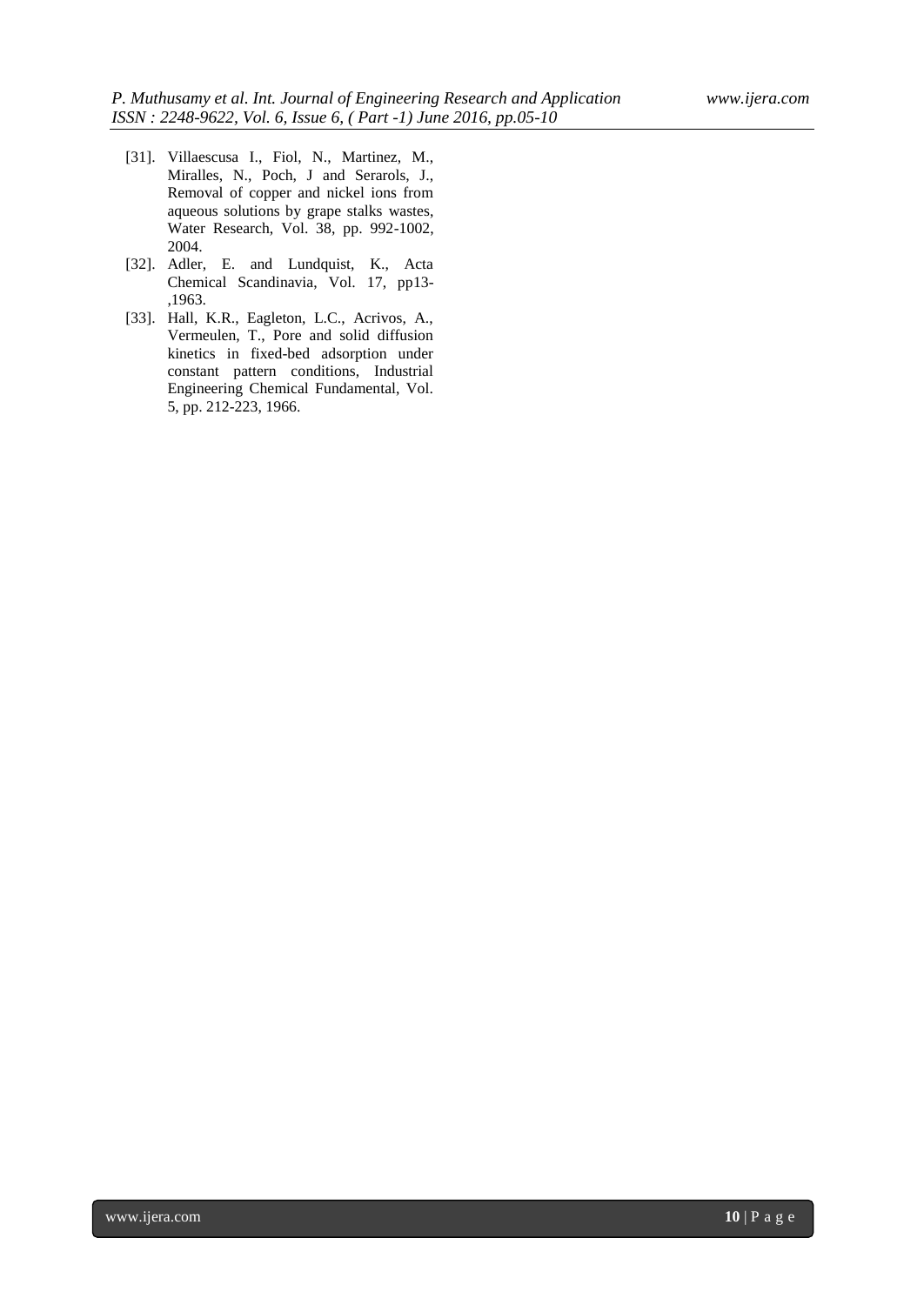[31]. Villaescusa I., Fiol, N., Martinez, M., Miralles, N., Poch, J and Serarols, J., Removal of copper and nickel ions from aqueous solutions by grape stalks wastes, Water Research, Vol. 38, pp. 992-1002, 2004.

[32]. Adler, E. and Lundquist, K., Acta Chemical Scandinavia, Vol. 17, pp13- ,1963.

[33]. Hall, K.R., Eagleton, L.C., Acrivos, A., Vermeulen, T., Pore and solid diffusion kinetics in fixed-bed adsorption under constant pattern conditions, Industrial Engineering Chemical Fundamental, Vol. 5, pp. 212-223, 1966.